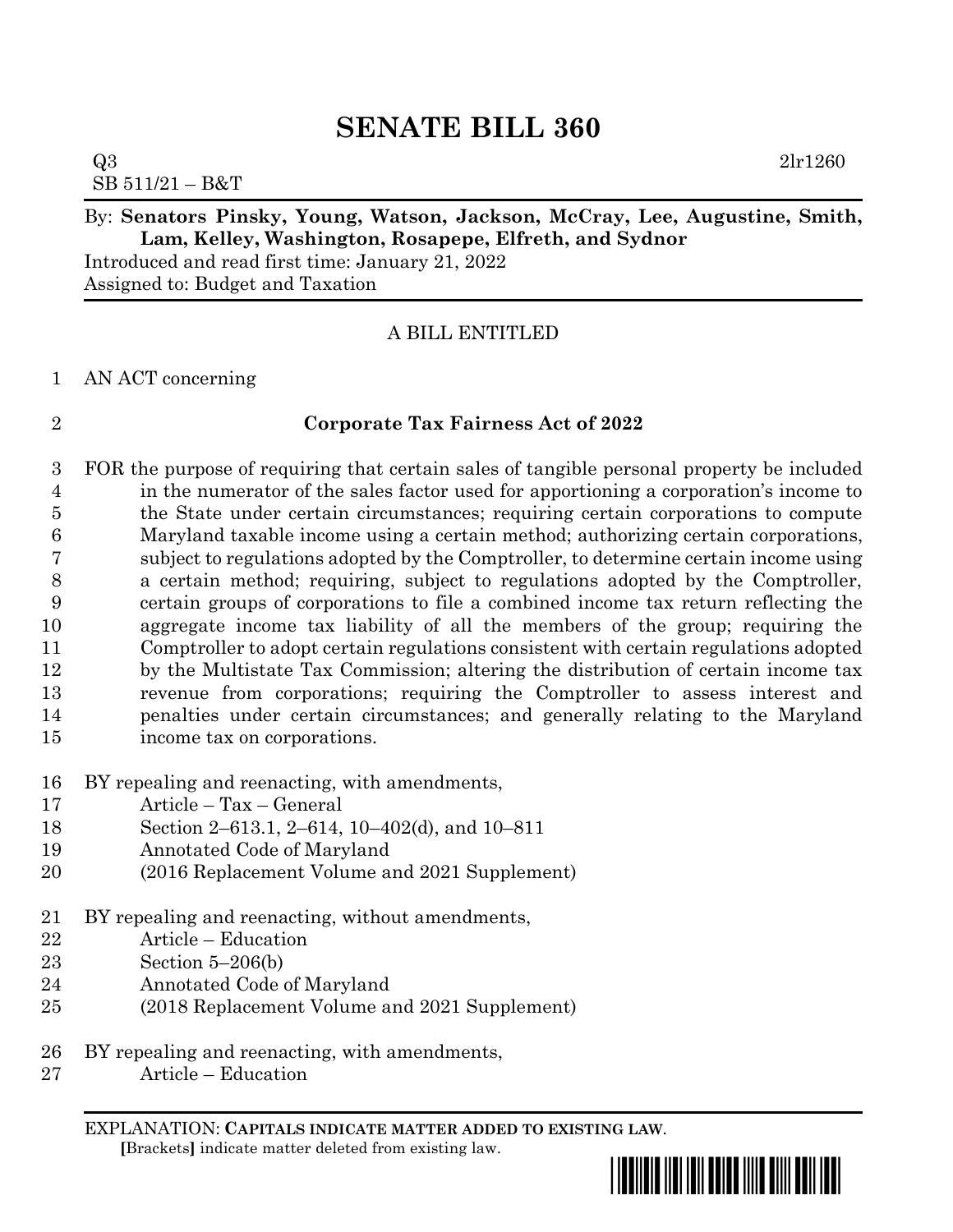# SENATE BILL 360

Q3 2lr1260
SB 511/21 – B&T

By: **Senators Pinsky, Young, Watson, Jackson, McCray, Lee, Augustine, Smith, Lam, Kelley, Washington, Rosapepe, Elfreth, and Sydnor**
Introduced and read first time: January 21, 2022
Assigned to: Budget and Taxation

A BILL ENTITLED

AN ACT concerning

**Corporate Tax Fairness Act of 2022**

FOR the purpose of requiring that certain sales of tangible personal property be included in the numerator of the sales factor used for apportioning a corporation's income to the State under certain circumstances; requiring certain corporations to compute Maryland taxable income using a certain method; authorizing certain corporations, subject to regulations adopted by the Comptroller, to determine certain income using a certain method; requiring, subject to regulations adopted by the Comptroller, certain groups of corporations to file a combined income tax return reflecting the aggregate income tax liability of all the members of the group; requiring the Comptroller to adopt certain regulations consistent with certain regulations adopted by the Multistate Tax Commission; altering the distribution of certain income tax revenue from corporations; requiring the Comptroller to assess interest and penalties under certain circumstances; and generally relating to the Maryland income tax on corporations.

BY repealing and reenacting, with amendments,
Article – Tax – General
Section 2–613.1, 2–614, 10–402(d), and 10–811
Annotated Code of Maryland
(2016 Replacement Volume and 2021 Supplement)

BY repealing and reenacting, without amendments,
Article – Education
Section 5–206(b)
Annotated Code of Maryland
(2018 Replacement Volume and 2021 Supplement)

BY repealing and reenacting, with amendments,
Article – Education

EXPLANATION: **CAPITALS INDICATE MATTER ADDED TO EXISTING LAW.**
[Brackets] indicate matter deleted from existing law.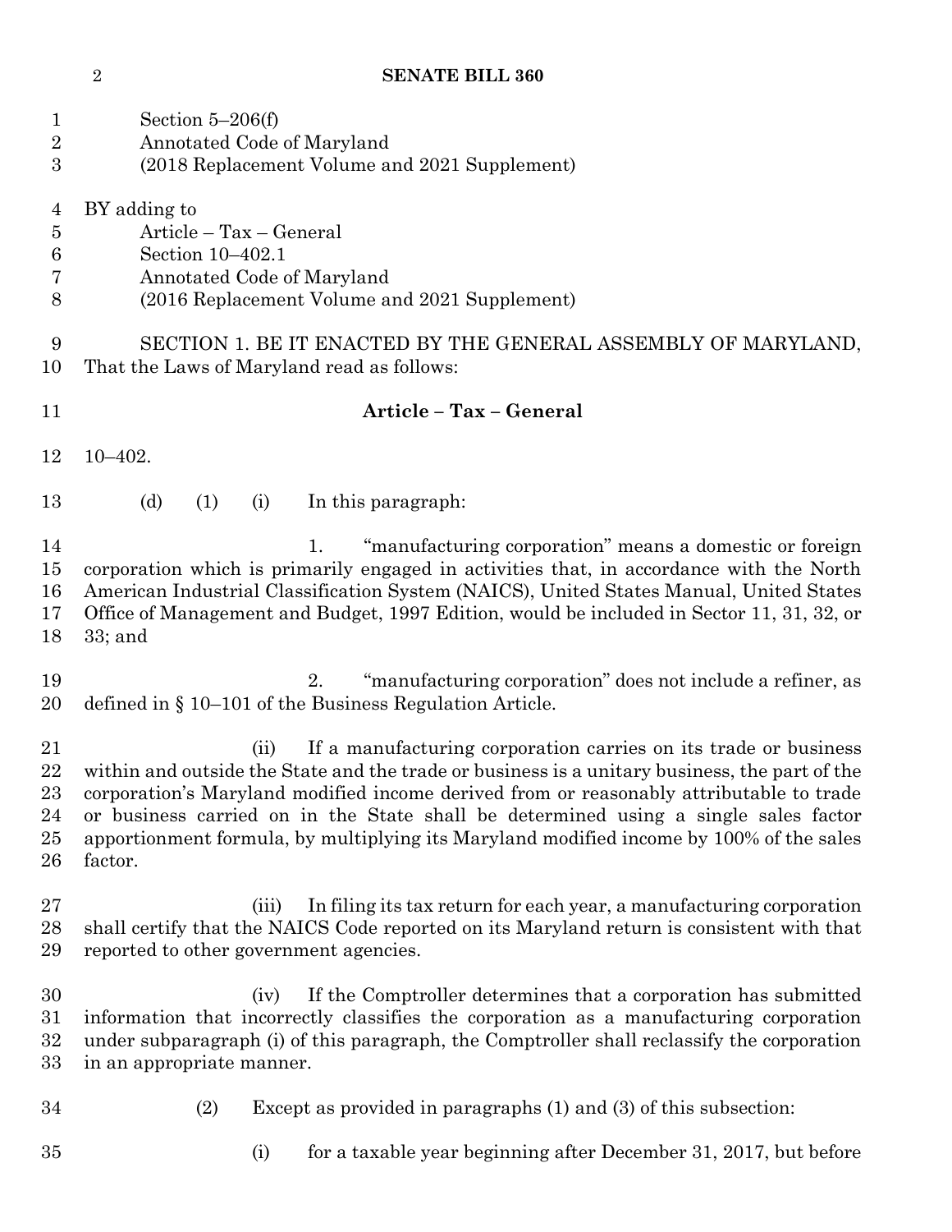Section 5–206(f)
Annotated Code of Maryland
(2018 Replacement Volume and 2021 Supplement)

BY adding to
Article – Tax – General
Section 10–402.1
Annotated Code of Maryland
(2016 Replacement Volume and 2021 Supplement)

SECTION 1. BE IT ENACTED BY THE GENERAL ASSEMBLY OF MARYLAND, That the Laws of Maryland read as follows:

**Article – Tax – General**

10–402.

(d) (1) (i) In this paragraph:

1. "manufacturing corporation" means a domestic or foreign corporation which is primarily engaged in activities that, in accordance with the North American Industrial Classification System (NAICS), United States Manual, United States Office of Management and Budget, 1997 Edition, would be included in Sector 11, 31, 32, or 33; and

2. "manufacturing corporation" does not include a refiner, as defined in § 10–101 of the Business Regulation Article.

(ii) If a manufacturing corporation carries on its trade or business within and outside the State and the trade or business is a unitary business, the part of the corporation's Maryland modified income derived from or reasonably attributable to trade or business carried on in the State shall be determined using a single sales factor apportionment formula, by multiplying its Maryland modified income by 100% of the sales factor.

(iii) In filing its tax return for each year, a manufacturing corporation shall certify that the NAICS Code reported on its Maryland return is consistent with that reported to other government agencies.

(iv) If the Comptroller determines that a corporation has submitted information that incorrectly classifies the corporation as a manufacturing corporation under subparagraph (i) of this paragraph, the Comptroller shall reclassify the corporation in an appropriate manner.

(2) Except as provided in paragraphs (1) and (3) of this subsection:

(i) for a taxable year beginning after December 31, 2017, but before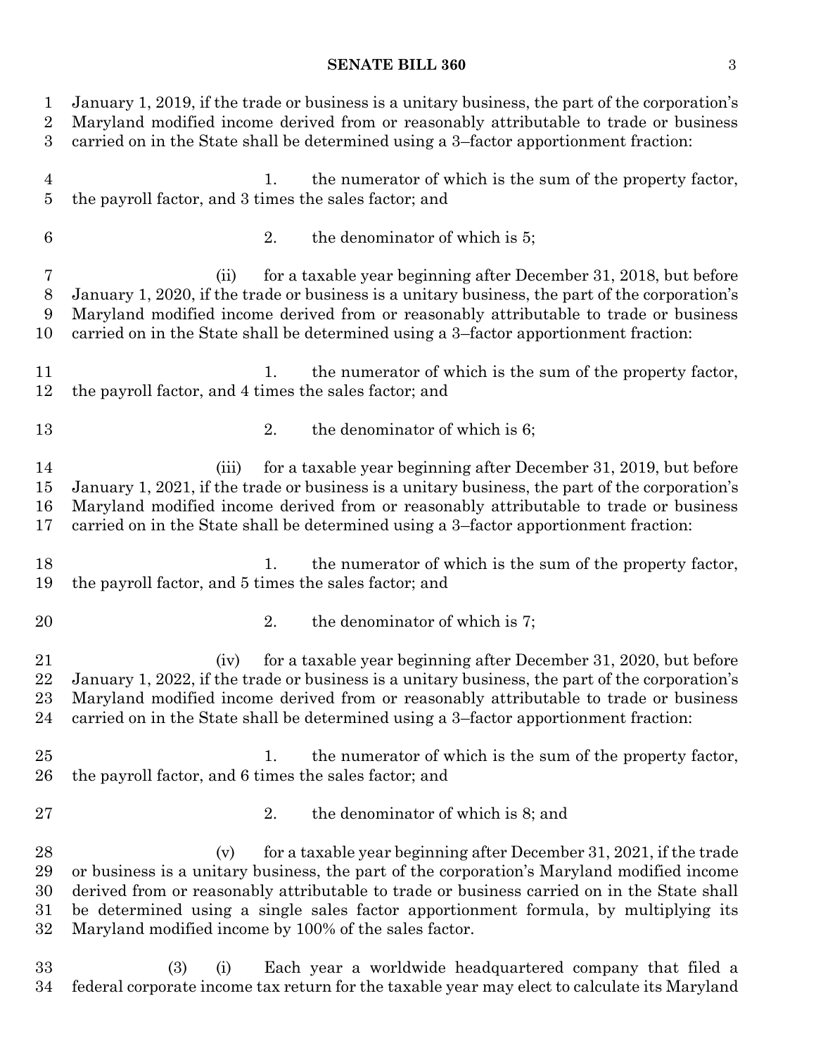January 1, 2019, if the trade or business is a unitary business, the part of the corporation's Maryland modified income derived from or reasonably attributable to trade or business carried on in the State shall be determined using a 3–factor apportionment fraction:

1. the numerator of which is the sum of the property factor, the payroll factor, and 3 times the sales factor; and

2. the denominator of which is 5;

(ii) for a taxable year beginning after December 31, 2018, but before January 1, 2020, if the trade or business is a unitary business, the part of the corporation's Maryland modified income derived from or reasonably attributable to trade or business carried on in the State shall be determined using a 3–factor apportionment fraction:

1. the numerator of which is the sum of the property factor, the payroll factor, and 4 times the sales factor; and

2. the denominator of which is 6;

(iii) for a taxable year beginning after December 31, 2019, but before January 1, 2021, if the trade or business is a unitary business, the part of the corporation's Maryland modified income derived from or reasonably attributable to trade or business carried on in the State shall be determined using a 3–factor apportionment fraction:

1. the numerator of which is the sum of the property factor, the payroll factor, and 5 times the sales factor; and

2. the denominator of which is 7;

(iv) for a taxable year beginning after December 31, 2020, but before January 1, 2022, if the trade or business is a unitary business, the part of the corporation's Maryland modified income derived from or reasonably attributable to trade or business carried on in the State shall be determined using a 3–factor apportionment fraction:

1. the numerator of which is the sum of the property factor, the payroll factor, and 6 times the sales factor; and

2. the denominator of which is 8; and

(v) for a taxable year beginning after December 31, 2021, if the trade or business is a unitary business, the part of the corporation's Maryland modified income derived from or reasonably attributable to trade or business carried on in the State shall be determined using a single sales factor apportionment formula, by multiplying its Maryland modified income by 100% of the sales factor.

(3) (i) Each year a worldwide headquartered company that filed a federal corporate income tax return for the taxable year may elect to calculate its Maryland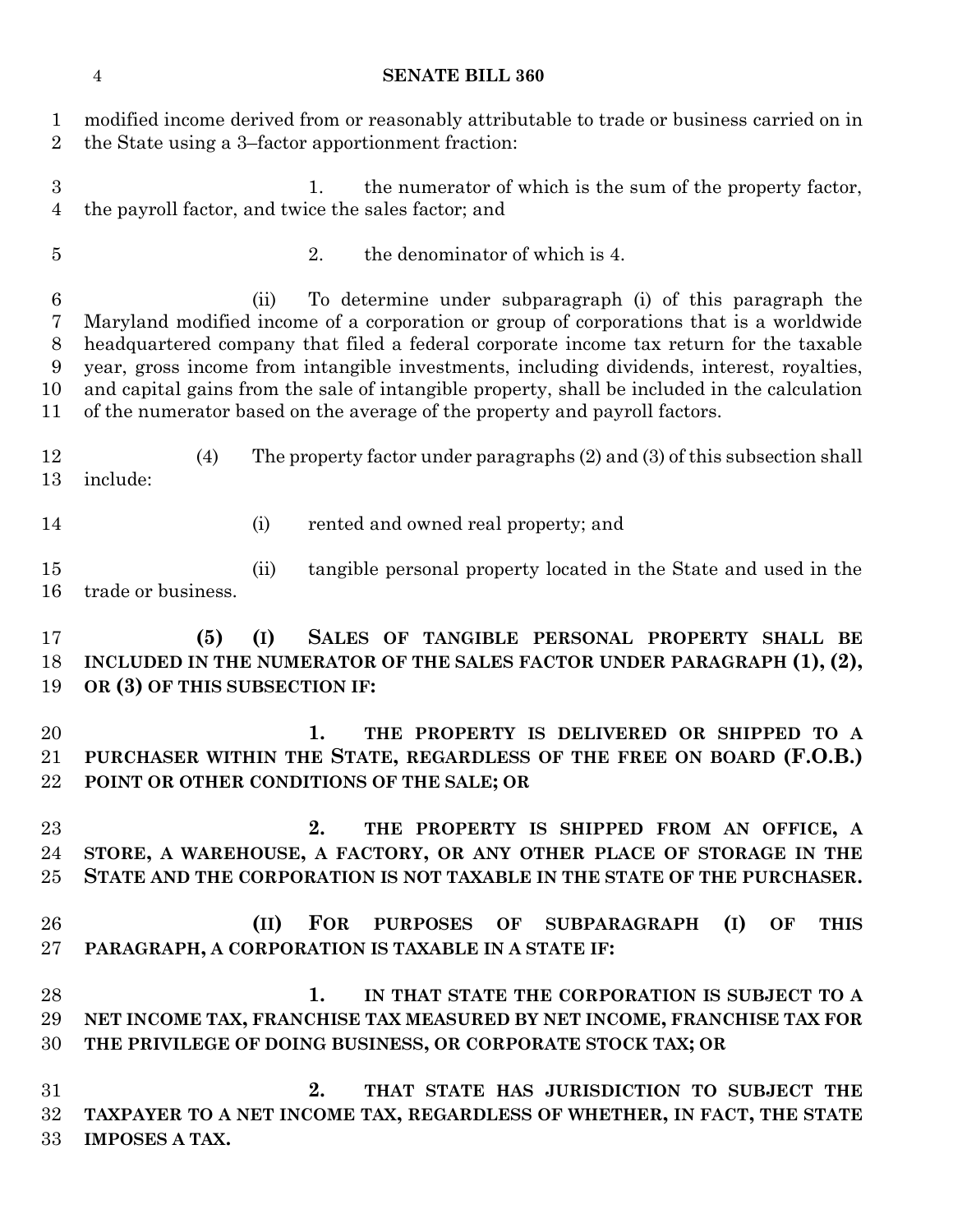modified income derived from or reasonably attributable to trade or business carried on in the State using a 3–factor apportionment fraction:

1. the numerator of which is the sum of the property factor, the payroll factor, and twice the sales factor; and

2. the denominator of which is 4.

(ii) To determine under subparagraph (i) of this paragraph the Maryland modified income of a corporation or group of corporations that is a worldwide headquartered company that filed a federal corporate income tax return for the taxable year, gross income from intangible investments, including dividends, interest, royalties, and capital gains from the sale of intangible property, shall be included in the calculation of the numerator based on the average of the property and payroll factors.

(4) The property factor under paragraphs (2) and (3) of this subsection shall include:

(i) rented and owned real property; and

(ii) tangible personal property located in the State and used in the trade or business.

**(5) (I) SALES OF TANGIBLE PERSONAL PROPERTY SHALL BE INCLUDED IN THE NUMERATOR OF THE SALES FACTOR UNDER PARAGRAPH (1), (2), OR (3) OF THIS SUBSECTION IF:**

**1. THE PROPERTY IS DELIVERED OR SHIPPED TO A PURCHASER WITHIN THE STATE, REGARDLESS OF THE FREE ON BOARD (F.O.B.) POINT OR OTHER CONDITIONS OF THE SALE; OR**

**2. THE PROPERTY IS SHIPPED FROM AN OFFICE, A STORE, A WAREHOUSE, A FACTORY, OR ANY OTHER PLACE OF STORAGE IN THE STATE AND THE CORPORATION IS NOT TAXABLE IN THE STATE OF THE PURCHASER.**

**(II) FOR PURPOSES OF SUBPARAGRAPH (I) OF THIS PARAGRAPH, A CORPORATION IS TAXABLE IN A STATE IF:**

**1. IN THAT STATE THE CORPORATION IS SUBJECT TO A NET INCOME TAX, FRANCHISE TAX MEASURED BY NET INCOME, FRANCHISE TAX FOR THE PRIVILEGE OF DOING BUSINESS, OR CORPORATE STOCK TAX; OR**

**2. THAT STATE HAS JURISDICTION TO SUBJECT THE TAXPAYER TO A NET INCOME TAX, REGARDLESS OF WHETHER, IN FACT, THE STATE IMPOSES A TAX.**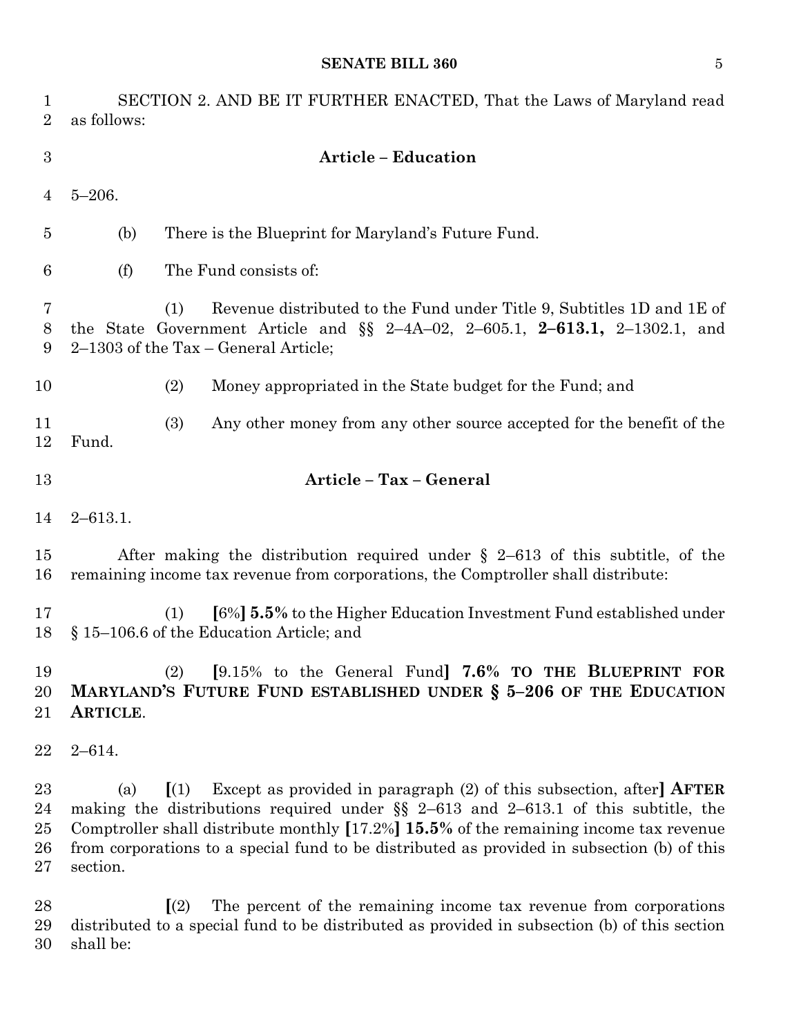SECTION 2. AND BE IT FURTHER ENACTED, That the Laws of Maryland read as follows:

**Article – Education**

5–206.

(b) There is the Blueprint for Maryland's Future Fund.

(f) The Fund consists of:

(1) Revenue distributed to the Fund under Title 9, Subtitles 1D and 1E of the State Government Article and §§ 2–4A–02, 2–605.1, **2–613.1,** 2–1302.1, and 2–1303 of the Tax – General Article;

(2) Money appropriated in the State budget for the Fund; and

(3) Any other money from any other source accepted for the benefit of the Fund.

**Article – Tax – General**

2–613.1.

After making the distribution required under § 2–613 of this subtitle, of the remaining income tax revenue from corporations, the Comptroller shall distribute:

(1) **[**6%**] 5.5%** to the Higher Education Investment Fund established under § 15–106.6 of the Education Article; and

(2) **[**9.15% to the General Fund**] 7.6% TO THE BLUEPRINT FOR MARYLAND'S FUTURE FUND ESTABLISHED UNDER § 5–206 OF THE EDUCATION ARTICLE**.

2–614.

(a) **[**(1) Except as provided in paragraph (2) of this subsection, after**] AFTER** making the distributions required under §§ 2–613 and 2–613.1 of this subtitle, the Comptroller shall distribute monthly **[**17.2%**] 15.5%** of the remaining income tax revenue from corporations to a special fund to be distributed as provided in subsection (b) of this section.

**[**(2) The percent of the remaining income tax revenue from corporations distributed to a special fund to be distributed as provided in subsection (b) of this section shall be: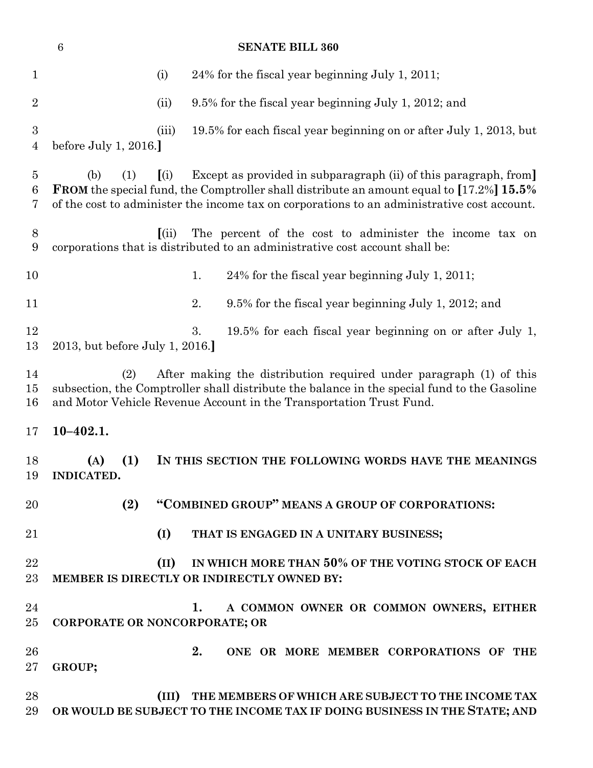(i) 24% for the fiscal year beginning July 1, 2011;

(ii) 9.5% for the fiscal year beginning July 1, 2012; and

(iii) 19.5% for each fiscal year beginning on or after July 1, 2013, but before July 1, 2016.]

(b) (1) [(i) Except as provided in subparagraph (ii) of this paragraph, from] **FROM** the special fund, the Comptroller shall distribute an amount equal to [17.2%] **15.5%** of the cost to administer the income tax on corporations to an administrative cost account.

[(ii) The percent of the cost to administer the income tax on corporations that is distributed to an administrative cost account shall be:

1. 24% for the fiscal year beginning July 1, 2011;

2. 9.5% for the fiscal year beginning July 1, 2012; and

3. 19.5% for each fiscal year beginning on or after July 1, 2013, but before July 1, 2016.]

(2) After making the distribution required under paragraph (1) of this subsection, the Comptroller shall distribute the balance in the special fund to the Gasoline and Motor Vehicle Revenue Account in the Transportation Trust Fund.

**10–402.1.**

**(A) (1) IN THIS SECTION THE FOLLOWING WORDS HAVE THE MEANINGS INDICATED.**

**(2) "COMBINED GROUP" MEANS A GROUP OF CORPORATIONS:**

**(I) THAT IS ENGAGED IN A UNITARY BUSINESS;**

**(II) IN WHICH MORE THAN 50% OF THE VOTING STOCK OF EACH MEMBER IS DIRECTLY OR INDIRECTLY OWNED BY:**

**1. A COMMON OWNER OR COMMON OWNERS, EITHER CORPORATE OR NONCORPORATE; OR**

**2. ONE OR MORE MEMBER CORPORATIONS OF THE GROUP;**

**(III) THE MEMBERS OF WHICH ARE SUBJECT TO THE INCOME TAX OR WOULD BE SUBJECT TO THE INCOME TAX IF DOING BUSINESS IN THE STATE; AND**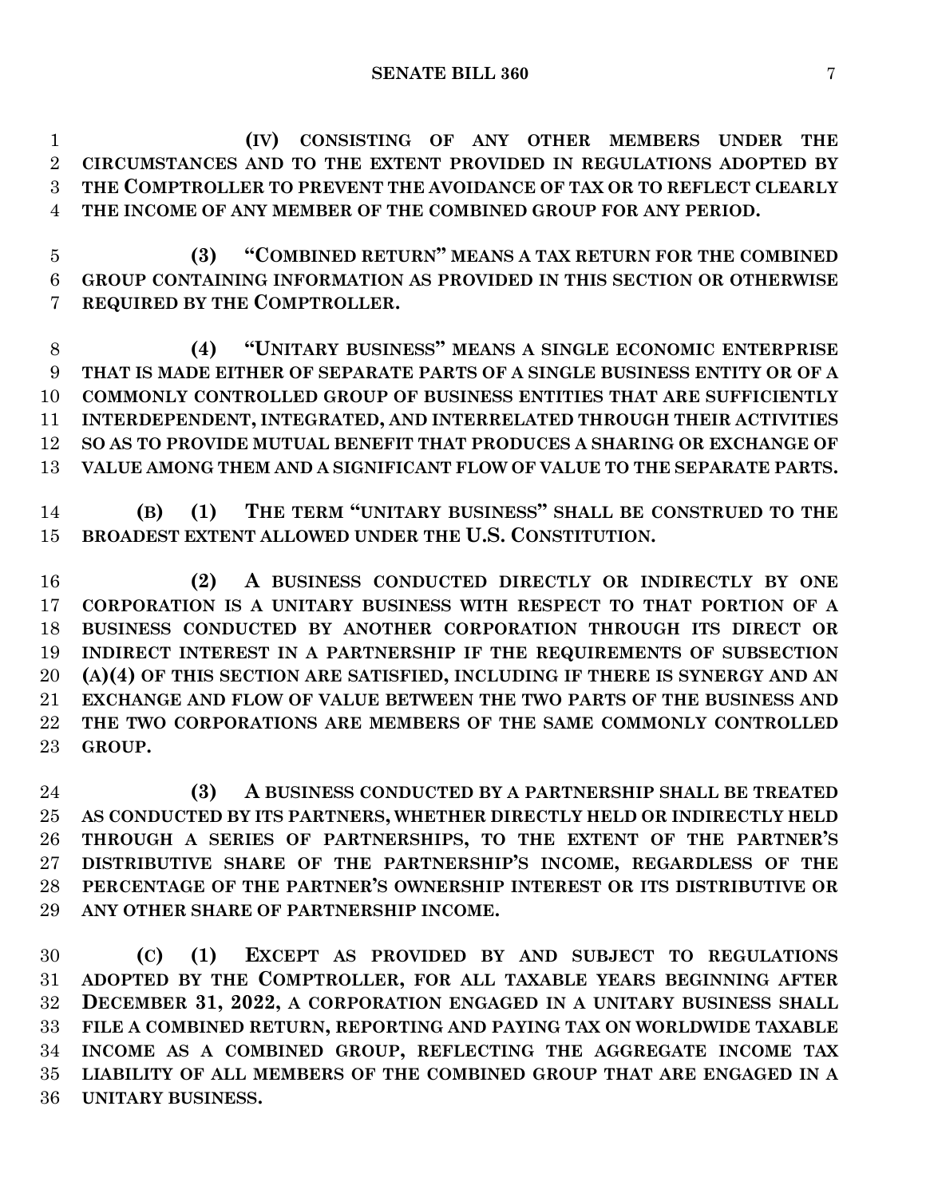**(IV) CONSISTING OF ANY OTHER MEMBERS UNDER THE CIRCUMSTANCES AND TO THE EXTENT PROVIDED IN REGULATIONS ADOPTED BY THE COMPTROLLER TO PREVENT THE AVOIDANCE OF TAX OR TO REFLECT CLEARLY THE INCOME OF ANY MEMBER OF THE COMBINED GROUP FOR ANY PERIOD.**

**(3) "COMBINED RETURN" MEANS A TAX RETURN FOR THE COMBINED GROUP CONTAINING INFORMATION AS PROVIDED IN THIS SECTION OR OTHERWISE REQUIRED BY THE COMPTROLLER.**

**(4) "UNITARY BUSINESS" MEANS A SINGLE ECONOMIC ENTERPRISE THAT IS MADE EITHER OF SEPARATE PARTS OF A SINGLE BUSINESS ENTITY OR OF A COMMONLY CONTROLLED GROUP OF BUSINESS ENTITIES THAT ARE SUFFICIENTLY INTERDEPENDENT, INTEGRATED, AND INTERRELATED THROUGH THEIR ACTIVITIES SO AS TO PROVIDE MUTUAL BENEFIT THAT PRODUCES A SHARING OR EXCHANGE OF VALUE AMONG THEM AND A SIGNIFICANT FLOW OF VALUE TO THE SEPARATE PARTS.**

**(B) (1) THE TERM "UNITARY BUSINESS" SHALL BE CONSTRUED TO THE BROADEST EXTENT ALLOWED UNDER THE U.S. CONSTITUTION.**

**(2) A BUSINESS CONDUCTED DIRECTLY OR INDIRECTLY BY ONE CORPORATION IS A UNITARY BUSINESS WITH RESPECT TO THAT PORTION OF A BUSINESS CONDUCTED BY ANOTHER CORPORATION THROUGH ITS DIRECT OR INDIRECT INTEREST IN A PARTNERSHIP IF THE REQUIREMENTS OF SUBSECTION (A)(4) OF THIS SECTION ARE SATISFIED, INCLUDING IF THERE IS SYNERGY AND AN EXCHANGE AND FLOW OF VALUE BETWEEN THE TWO PARTS OF THE BUSINESS AND THE TWO CORPORATIONS ARE MEMBERS OF THE SAME COMMONLY CONTROLLED GROUP.**

**(3) A BUSINESS CONDUCTED BY A PARTNERSHIP SHALL BE TREATED AS CONDUCTED BY ITS PARTNERS, WHETHER DIRECTLY HELD OR INDIRECTLY HELD THROUGH A SERIES OF PARTNERSHIPS, TO THE EXTENT OF THE PARTNER'S DISTRIBUTIVE SHARE OF THE PARTNERSHIP'S INCOME, REGARDLESS OF THE PERCENTAGE OF THE PARTNER'S OWNERSHIP INTEREST OR ITS DISTRIBUTIVE OR ANY OTHER SHARE OF PARTNERSHIP INCOME.**

**(C) (1) EXCEPT AS PROVIDED BY AND SUBJECT TO REGULATIONS ADOPTED BY THE COMPTROLLER, FOR ALL TAXABLE YEARS BEGINNING AFTER DECEMBER 31, 2022, A CORPORATION ENGAGED IN A UNITARY BUSINESS SHALL FILE A COMBINED RETURN, REPORTING AND PAYING TAX ON WORLDWIDE TAXABLE INCOME AS A COMBINED GROUP, REFLECTING THE AGGREGATE INCOME TAX LIABILITY OF ALL MEMBERS OF THE COMBINED GROUP THAT ARE ENGAGED IN A UNITARY BUSINESS.**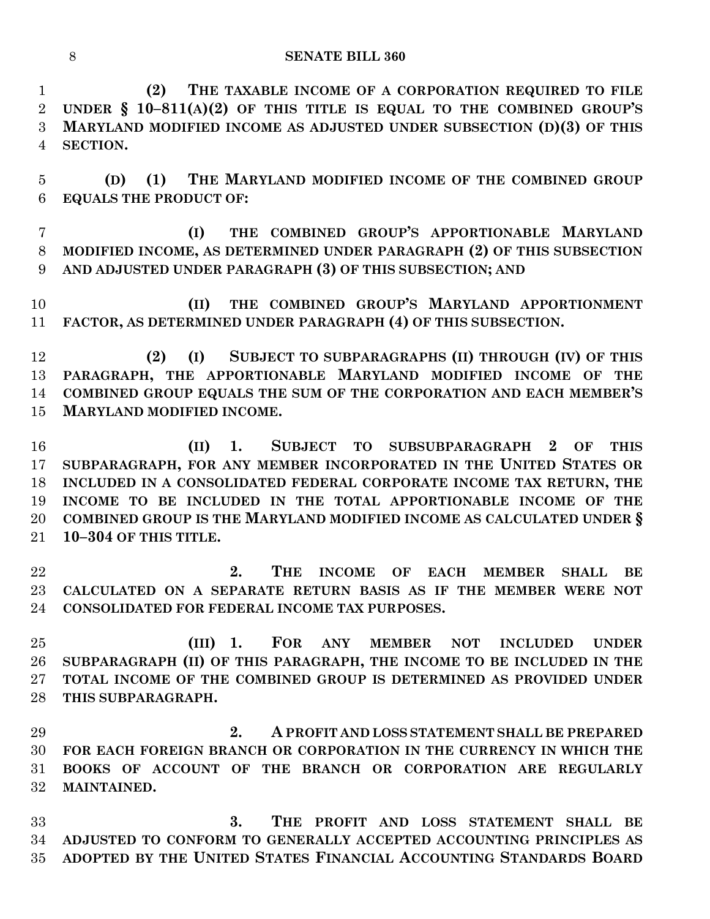**(2) THE TAXABLE INCOME OF A CORPORATION REQUIRED TO FILE UNDER § 10–811(A)(2) OF THIS TITLE IS EQUAL TO THE COMBINED GROUP'S MARYLAND MODIFIED INCOME AS ADJUSTED UNDER SUBSECTION (D)(3) OF THIS SECTION.**

**(D) (1) THE MARYLAND MODIFIED INCOME OF THE COMBINED GROUP EQUALS THE PRODUCT OF:**

**(I) THE COMBINED GROUP'S APPORTIONABLE MARYLAND MODIFIED INCOME, AS DETERMINED UNDER PARAGRAPH (2) OF THIS SUBSECTION AND ADJUSTED UNDER PARAGRAPH (3) OF THIS SUBSECTION; AND**

**(II) THE COMBINED GROUP'S MARYLAND APPORTIONMENT FACTOR, AS DETERMINED UNDER PARAGRAPH (4) OF THIS SUBSECTION.**

**(2) (I) SUBJECT TO SUBPARAGRAPHS (II) THROUGH (IV) OF THIS PARAGRAPH, THE APPORTIONABLE MARYLAND MODIFIED INCOME OF THE COMBINED GROUP EQUALS THE SUM OF THE CORPORATION AND EACH MEMBER'S MARYLAND MODIFIED INCOME.**

**(II) 1. SUBJECT TO SUBSUBPARAGRAPH 2 OF THIS SUBPARAGRAPH, FOR ANY MEMBER INCORPORATED IN THE UNITED STATES OR INCLUDED IN A CONSOLIDATED FEDERAL CORPORATE INCOME TAX RETURN, THE INCOME TO BE INCLUDED IN THE TOTAL APPORTIONABLE INCOME OF THE COMBINED GROUP IS THE MARYLAND MODIFIED INCOME AS CALCULATED UNDER § 10–304 OF THIS TITLE.**

**2. THE INCOME OF EACH MEMBER SHALL BE CALCULATED ON A SEPARATE RETURN BASIS AS IF THE MEMBER WERE NOT CONSOLIDATED FOR FEDERAL INCOME TAX PURPOSES.**

**(III) 1. FOR ANY MEMBER NOT INCLUDED UNDER SUBPARAGRAPH (II) OF THIS PARAGRAPH, THE INCOME TO BE INCLUDED IN THE TOTAL INCOME OF THE COMBINED GROUP IS DETERMINED AS PROVIDED UNDER THIS SUBPARAGRAPH.**

**2. A PROFIT AND LOSS STATEMENT SHALL BE PREPARED FOR EACH FOREIGN BRANCH OR CORPORATION IN THE CURRENCY IN WHICH THE BOOKS OF ACCOUNT OF THE BRANCH OR CORPORATION ARE REGULARLY MAINTAINED.**

**3. THE PROFIT AND LOSS STATEMENT SHALL BE ADJUSTED TO CONFORM TO GENERALLY ACCEPTED ACCOUNTING PRINCIPLES AS ADOPTED BY THE UNITED STATES FINANCIAL ACCOUNTING STANDARDS BOARD**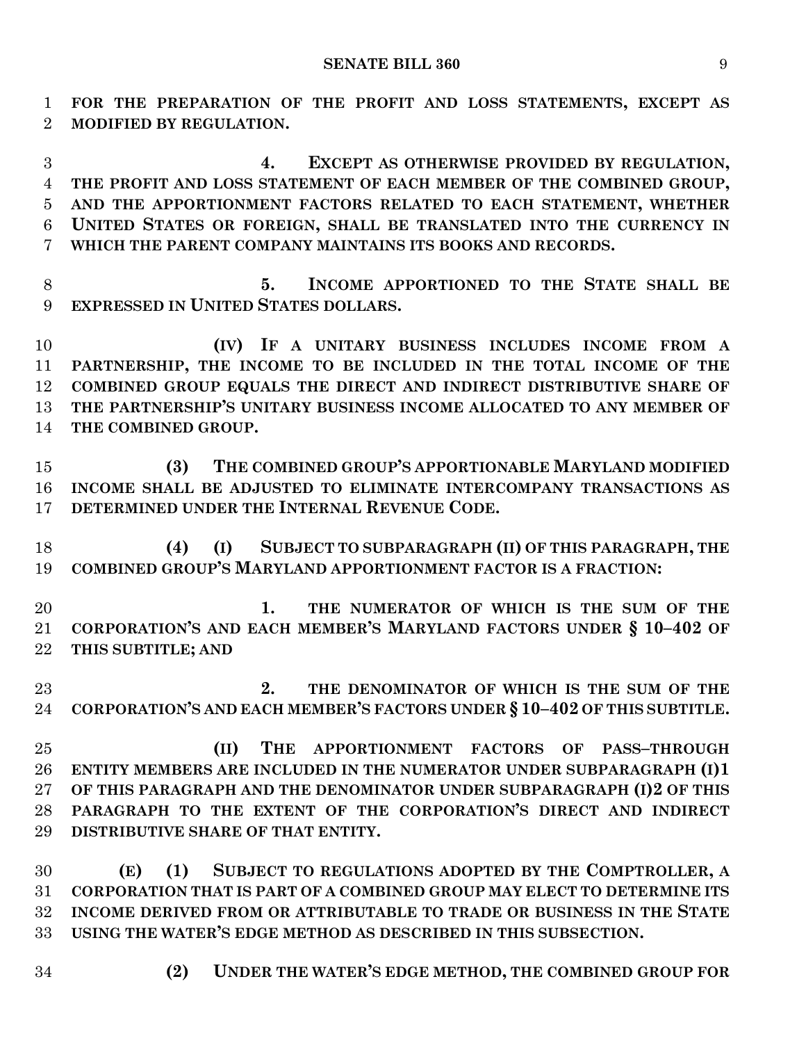**FOR THE PREPARATION OF THE PROFIT AND LOSS STATEMENTS, EXCEPT AS MODIFIED BY REGULATION.**

**4. EXCEPT AS OTHERWISE PROVIDED BY REGULATION, THE PROFIT AND LOSS STATEMENT OF EACH MEMBER OF THE COMBINED GROUP, AND THE APPORTIONMENT FACTORS RELATED TO EACH STATEMENT, WHETHER UNITED STATES OR FOREIGN, SHALL BE TRANSLATED INTO THE CURRENCY IN WHICH THE PARENT COMPANY MAINTAINS ITS BOOKS AND RECORDS.**

**5. INCOME APPORTIONED TO THE STATE SHALL BE EXPRESSED IN UNITED STATES DOLLARS.**

**(IV) IF A UNITARY BUSINESS INCLUDES INCOME FROM A PARTNERSHIP, THE INCOME TO BE INCLUDED IN THE TOTAL INCOME OF THE COMBINED GROUP EQUALS THE DIRECT AND INDIRECT DISTRIBUTIVE SHARE OF THE PARTNERSHIP'S UNITARY BUSINESS INCOME ALLOCATED TO ANY MEMBER OF THE COMBINED GROUP.**

**(3) THE COMBINED GROUP'S APPORTIONABLE MARYLAND MODIFIED INCOME SHALL BE ADJUSTED TO ELIMINATE INTERCOMPANY TRANSACTIONS AS DETERMINED UNDER THE INTERNAL REVENUE CODE.**

**(4) (I) SUBJECT TO SUBPARAGRAPH (II) OF THIS PARAGRAPH, THE COMBINED GROUP'S MARYLAND APPORTIONMENT FACTOR IS A FRACTION:**

**1. THE NUMERATOR OF WHICH IS THE SUM OF THE CORPORATION'S AND EACH MEMBER'S MARYLAND FACTORS UNDER § 10–402 OF THIS SUBTITLE; AND**

**2. THE DENOMINATOR OF WHICH IS THE SUM OF THE CORPORATION'S AND EACH MEMBER'S FACTORS UNDER § 10–402 OF THIS SUBTITLE.**

**(II) THE APPORTIONMENT FACTORS OF PASS–THROUGH ENTITY MEMBERS ARE INCLUDED IN THE NUMERATOR UNDER SUBPARAGRAPH (I)1 OF THIS PARAGRAPH AND THE DENOMINATOR UNDER SUBPARAGRAPH (I)2 OF THIS PARAGRAPH TO THE EXTENT OF THE CORPORATION'S DIRECT AND INDIRECT DISTRIBUTIVE SHARE OF THAT ENTITY.**

**(E) (1) SUBJECT TO REGULATIONS ADOPTED BY THE COMPTROLLER, A CORPORATION THAT IS PART OF A COMBINED GROUP MAY ELECT TO DETERMINE ITS INCOME DERIVED FROM OR ATTRIBUTABLE TO TRADE OR BUSINESS IN THE STATE USING THE WATER'S EDGE METHOD AS DESCRIBED IN THIS SUBSECTION.**

**(2) UNDER THE WATER'S EDGE METHOD, THE COMBINED GROUP FOR**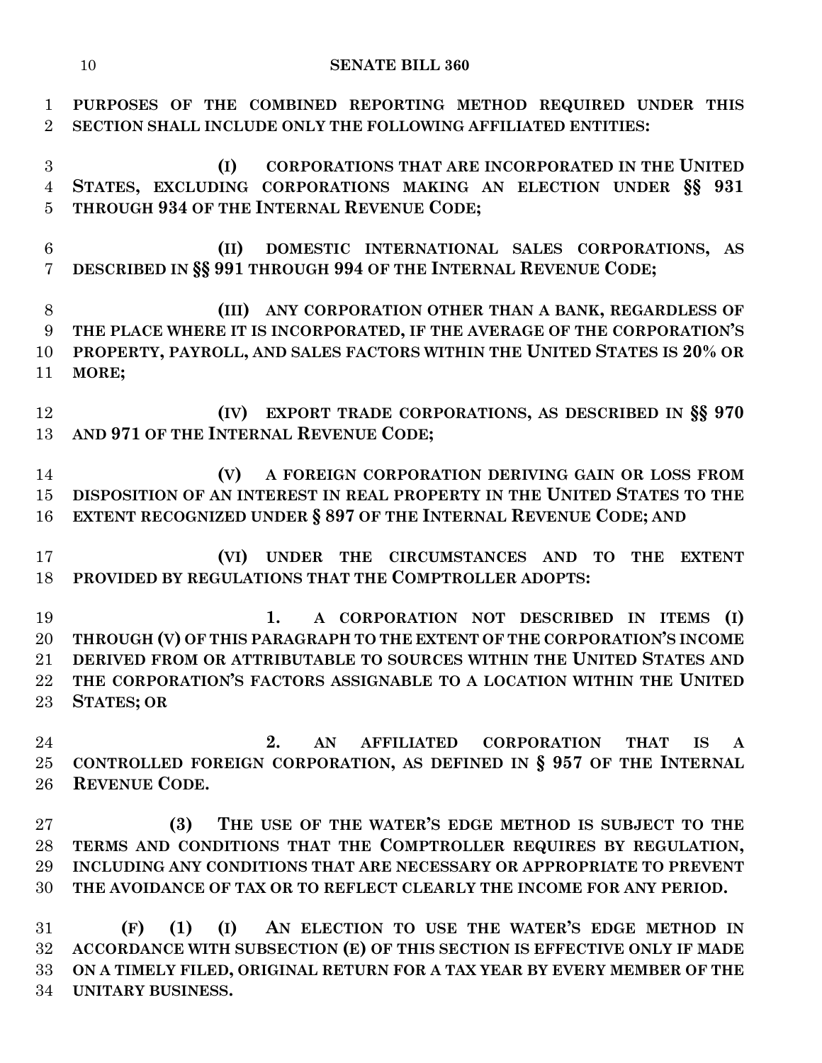**PURPOSES OF THE COMBINED REPORTING METHOD REQUIRED UNDER THIS SECTION SHALL INCLUDE ONLY THE FOLLOWING AFFILIATED ENTITIES:**

**(I) CORPORATIONS THAT ARE INCORPORATED IN THE UNITED STATES, EXCLUDING CORPORATIONS MAKING AN ELECTION UNDER §§ 931 THROUGH 934 OF THE INTERNAL REVENUE CODE;**

**(II) DOMESTIC INTERNATIONAL SALES CORPORATIONS, AS DESCRIBED IN §§ 991 THROUGH 994 OF THE INTERNAL REVENUE CODE;**

**(III) ANY CORPORATION OTHER THAN A BANK, REGARDLESS OF THE PLACE WHERE IT IS INCORPORATED, IF THE AVERAGE OF THE CORPORATION'S PROPERTY, PAYROLL, AND SALES FACTORS WITHIN THE UNITED STATES IS 20% OR MORE;**

**(IV) EXPORT TRADE CORPORATIONS, AS DESCRIBED IN §§ 970 AND 971 OF THE INTERNAL REVENUE CODE;**

**(V) A FOREIGN CORPORATION DERIVING GAIN OR LOSS FROM DISPOSITION OF AN INTEREST IN REAL PROPERTY IN THE UNITED STATES TO THE EXTENT RECOGNIZED UNDER § 897 OF THE INTERNAL REVENUE CODE; AND**

**(VI) UNDER THE CIRCUMSTANCES AND TO THE EXTENT PROVIDED BY REGULATIONS THAT THE COMPTROLLER ADOPTS:**

**1. A CORPORATION NOT DESCRIBED IN ITEMS (I) THROUGH (V) OF THIS PARAGRAPH TO THE EXTENT OF THE CORPORATION'S INCOME DERIVED FROM OR ATTRIBUTABLE TO SOURCES WITHIN THE UNITED STATES AND THE CORPORATION'S FACTORS ASSIGNABLE TO A LOCATION WITHIN THE UNITED STATES; OR**

**2. AN AFFILIATED CORPORATION THAT IS A CONTROLLED FOREIGN CORPORATION, AS DEFINED IN § 957 OF THE INTERNAL REVENUE CODE.**

**(3) THE USE OF THE WATER'S EDGE METHOD IS SUBJECT TO THE TERMS AND CONDITIONS THAT THE COMPTROLLER REQUIRES BY REGULATION, INCLUDING ANY CONDITIONS THAT ARE NECESSARY OR APPROPRIATE TO PREVENT THE AVOIDANCE OF TAX OR TO REFLECT CLEARLY THE INCOME FOR ANY PERIOD.**

**(F) (1) (I) AN ELECTION TO USE THE WATER'S EDGE METHOD IN ACCORDANCE WITH SUBSECTION (E) OF THIS SECTION IS EFFECTIVE ONLY IF MADE ON A TIMELY FILED, ORIGINAL RETURN FOR A TAX YEAR BY EVERY MEMBER OF THE UNITARY BUSINESS.**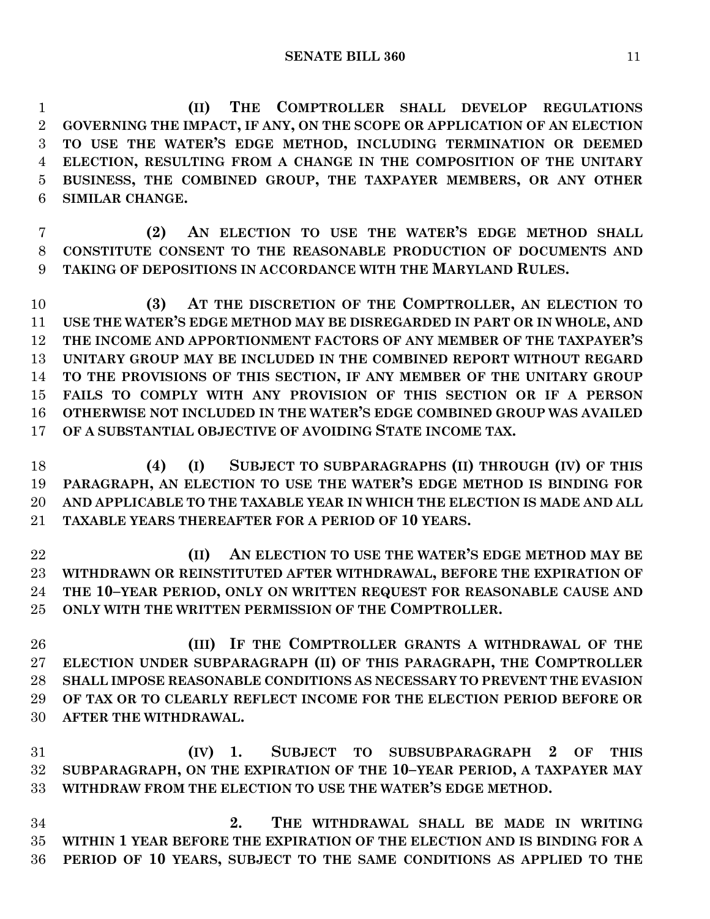**(II) THE COMPTROLLER SHALL DEVELOP REGULATIONS GOVERNING THE IMPACT, IF ANY, ON THE SCOPE OR APPLICATION OF AN ELECTION TO USE THE WATER'S EDGE METHOD, INCLUDING TERMINATION OR DEEMED ELECTION, RESULTING FROM A CHANGE IN THE COMPOSITION OF THE UNITARY BUSINESS, THE COMBINED GROUP, THE TAXPAYER MEMBERS, OR ANY OTHER SIMILAR CHANGE.**

**(2) AN ELECTION TO USE THE WATER'S EDGE METHOD SHALL CONSTITUTE CONSENT TO THE REASONABLE PRODUCTION OF DOCUMENTS AND TAKING OF DEPOSITIONS IN ACCORDANCE WITH THE MARYLAND RULES.**

**(3) AT THE DISCRETION OF THE COMPTROLLER, AN ELECTION TO USE THE WATER'S EDGE METHOD MAY BE DISREGARDED IN PART OR IN WHOLE, AND THE INCOME AND APPORTIONMENT FACTORS OF ANY MEMBER OF THE TAXPAYER'S UNITARY GROUP MAY BE INCLUDED IN THE COMBINED REPORT WITHOUT REGARD TO THE PROVISIONS OF THIS SECTION, IF ANY MEMBER OF THE UNITARY GROUP FAILS TO COMPLY WITH ANY PROVISION OF THIS SECTION OR IF A PERSON OTHERWISE NOT INCLUDED IN THE WATER'S EDGE COMBINED GROUP WAS AVAILED OF A SUBSTANTIAL OBJECTIVE OF AVOIDING STATE INCOME TAX.**

**(4) (I) SUBJECT TO SUBPARAGRAPHS (II) THROUGH (IV) OF THIS PARAGRAPH, AN ELECTION TO USE THE WATER'S EDGE METHOD IS BINDING FOR AND APPLICABLE TO THE TAXABLE YEAR IN WHICH THE ELECTION IS MADE AND ALL TAXABLE YEARS THEREAFTER FOR A PERIOD OF 10 YEARS.**

**(II) AN ELECTION TO USE THE WATER'S EDGE METHOD MAY BE WITHDRAWN OR REINSTITUTED AFTER WITHDRAWAL, BEFORE THE EXPIRATION OF THE 10–YEAR PERIOD, ONLY ON WRITTEN REQUEST FOR REASONABLE CAUSE AND ONLY WITH THE WRITTEN PERMISSION OF THE COMPTROLLER.**

**(III) IF THE COMPTROLLER GRANTS A WITHDRAWAL OF THE ELECTION UNDER SUBPARAGRAPH (II) OF THIS PARAGRAPH, THE COMPTROLLER SHALL IMPOSE REASONABLE CONDITIONS AS NECESSARY TO PREVENT THE EVASION OF TAX OR TO CLEARLY REFLECT INCOME FOR THE ELECTION PERIOD BEFORE OR AFTER THE WITHDRAWAL.**

**(IV) 1. SUBJECT TO SUBSUBPARAGRAPH 2 OF THIS SUBPARAGRAPH, ON THE EXPIRATION OF THE 10–YEAR PERIOD, A TAXPAYER MAY WITHDRAW FROM THE ELECTION TO USE THE WATER'S EDGE METHOD.**

**2. THE WITHDRAWAL SHALL BE MADE IN WRITING WITHIN 1 YEAR BEFORE THE EXPIRATION OF THE ELECTION AND IS BINDING FOR A PERIOD OF 10 YEARS, SUBJECT TO THE SAME CONDITIONS AS APPLIED TO THE**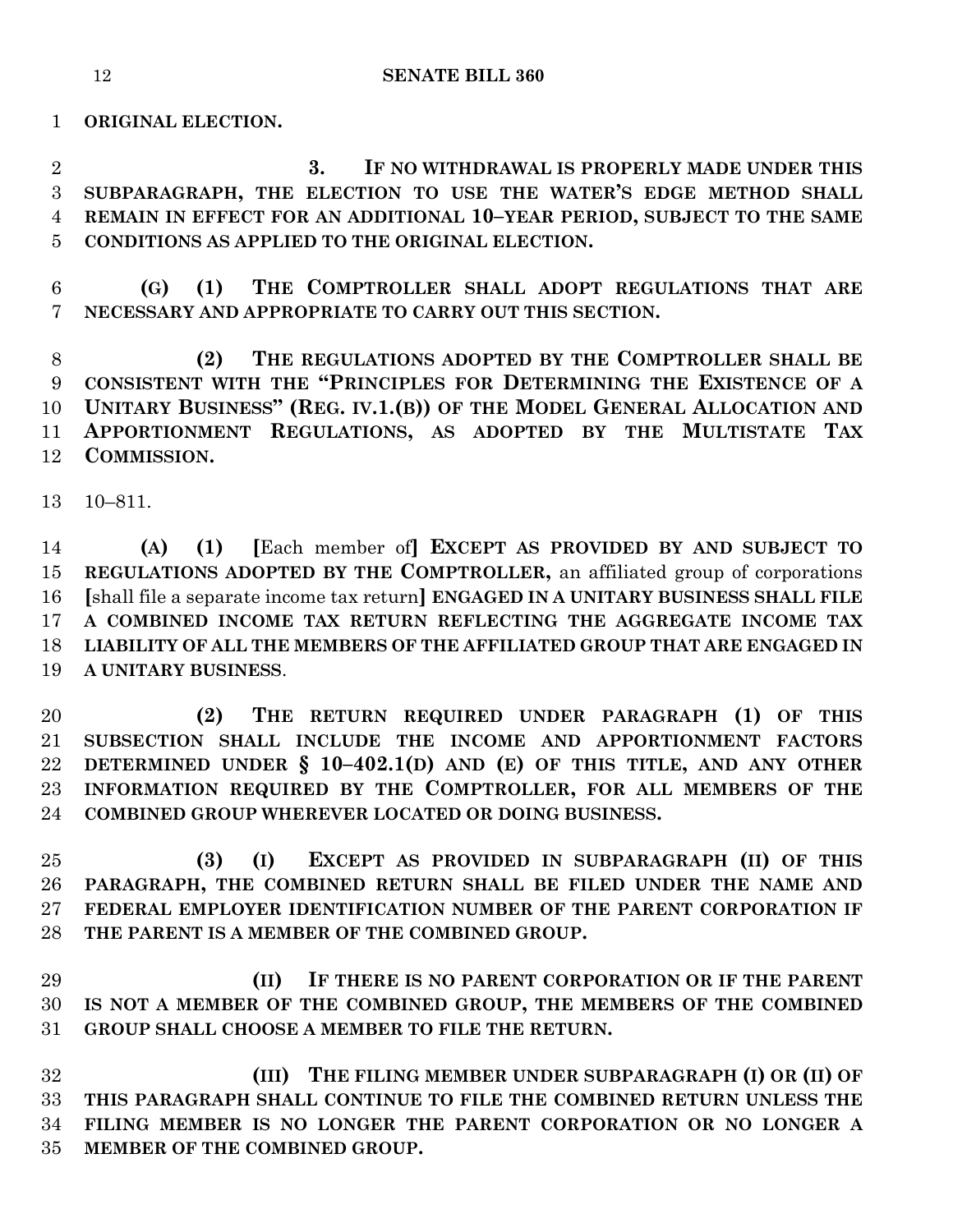**ORIGINAL ELECTION.**

**3. IF NO WITHDRAWAL IS PROPERLY MADE UNDER THIS SUBPARAGRAPH, THE ELECTION TO USE THE WATER'S EDGE METHOD SHALL REMAIN IN EFFECT FOR AN ADDITIONAL 10–YEAR PERIOD, SUBJECT TO THE SAME CONDITIONS AS APPLIED TO THE ORIGINAL ELECTION.**

**(G) (1) THE COMPTROLLER SHALL ADOPT REGULATIONS THAT ARE NECESSARY AND APPROPRIATE TO CARRY OUT THIS SECTION.**

**(2) THE REGULATIONS ADOPTED BY THE COMPTROLLER SHALL BE CONSISTENT WITH THE "PRINCIPLES FOR DETERMINING THE EXISTENCE OF A UNITARY BUSINESS" (REG. IV.1.(B)) OF THE MODEL GENERAL ALLOCATION AND APPORTIONMENT REGULATIONS, AS ADOPTED BY THE MULTISTATE TAX COMMISSION.**

10–811.

**(A) (1)** **[**Each member of**]** **EXCEPT AS PROVIDED BY AND SUBJECT TO REGULATIONS ADOPTED BY THE COMPTROLLER,** an affiliated group of corporations **[**shall file a separate income tax return**]** **ENGAGED IN A UNITARY BUSINESS SHALL FILE A COMBINED INCOME TAX RETURN REFLECTING THE AGGREGATE INCOME TAX LIABILITY OF ALL THE MEMBERS OF THE AFFILIATED GROUP THAT ARE ENGAGED IN A UNITARY BUSINESS**.

**(2) THE RETURN REQUIRED UNDER PARAGRAPH (1) OF THIS SUBSECTION SHALL INCLUDE THE INCOME AND APPORTIONMENT FACTORS DETERMINED UNDER § 10–402.1(D) AND (E) OF THIS TITLE, AND ANY OTHER INFORMATION REQUIRED BY THE COMPTROLLER, FOR ALL MEMBERS OF THE COMBINED GROUP WHEREVER LOCATED OR DOING BUSINESS.**

**(3) (I) EXCEPT AS PROVIDED IN SUBPARAGRAPH (II) OF THIS PARAGRAPH, THE COMBINED RETURN SHALL BE FILED UNDER THE NAME AND FEDERAL EMPLOYER IDENTIFICATION NUMBER OF THE PARENT CORPORATION IF THE PARENT IS A MEMBER OF THE COMBINED GROUP.**

**(II) IF THERE IS NO PARENT CORPORATION OR IF THE PARENT IS NOT A MEMBER OF THE COMBINED GROUP, THE MEMBERS OF THE COMBINED GROUP SHALL CHOOSE A MEMBER TO FILE THE RETURN.**

**(III) THE FILING MEMBER UNDER SUBPARAGRAPH (I) OR (II) OF THIS PARAGRAPH SHALL CONTINUE TO FILE THE COMBINED RETURN UNLESS THE FILING MEMBER IS NO LONGER THE PARENT CORPORATION OR NO LONGER A MEMBER OF THE COMBINED GROUP.**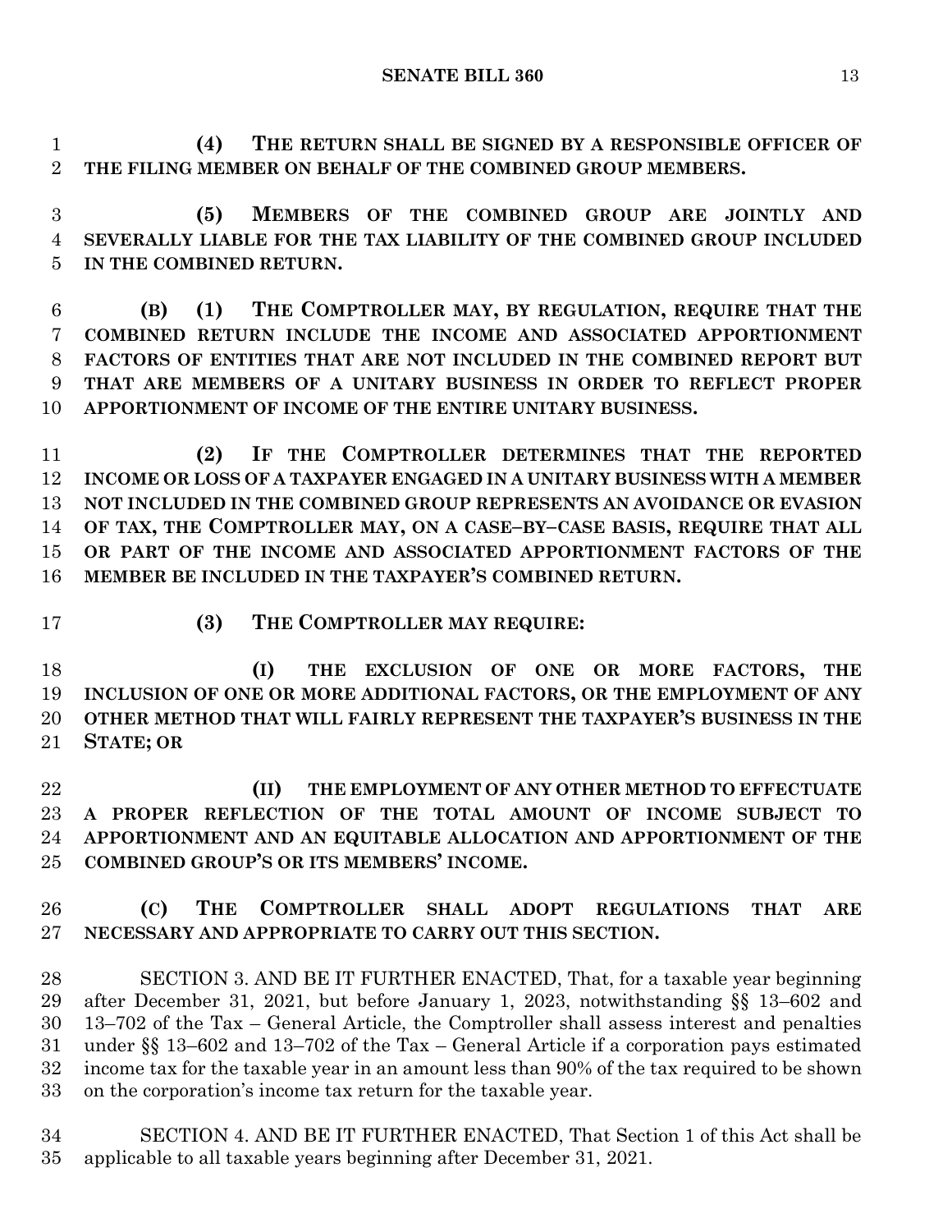**(4) THE RETURN SHALL BE SIGNED BY A RESPONSIBLE OFFICER OF THE FILING MEMBER ON BEHALF OF THE COMBINED GROUP MEMBERS.**

**(5) MEMBERS OF THE COMBINED GROUP ARE JOINTLY AND SEVERALLY LIABLE FOR THE TAX LIABILITY OF THE COMBINED GROUP INCLUDED IN THE COMBINED RETURN.**

**(B) (1) THE COMPTROLLER MAY, BY REGULATION, REQUIRE THAT THE COMBINED RETURN INCLUDE THE INCOME AND ASSOCIATED APPORTIONMENT FACTORS OF ENTITIES THAT ARE NOT INCLUDED IN THE COMBINED REPORT BUT THAT ARE MEMBERS OF A UNITARY BUSINESS IN ORDER TO REFLECT PROPER APPORTIONMENT OF INCOME OF THE ENTIRE UNITARY BUSINESS.**

**(2) IF THE COMPTROLLER DETERMINES THAT THE REPORTED INCOME OR LOSS OF A TAXPAYER ENGAGED IN A UNITARY BUSINESS WITH A MEMBER NOT INCLUDED IN THE COMBINED GROUP REPRESENTS AN AVOIDANCE OR EVASION OF TAX, THE COMPTROLLER MAY, ON A CASE–BY–CASE BASIS, REQUIRE THAT ALL OR PART OF THE INCOME AND ASSOCIATED APPORTIONMENT FACTORS OF THE MEMBER BE INCLUDED IN THE TAXPAYER'S COMBINED RETURN.**

**(3) THE COMPTROLLER MAY REQUIRE:**

**(I) THE EXCLUSION OF ONE OR MORE FACTORS, THE INCLUSION OF ONE OR MORE ADDITIONAL FACTORS, OR THE EMPLOYMENT OF ANY OTHER METHOD THAT WILL FAIRLY REPRESENT THE TAXPAYER'S BUSINESS IN THE STATE; OR**

**(II) THE EMPLOYMENT OF ANY OTHER METHOD TO EFFECTUATE A PROPER REFLECTION OF THE TOTAL AMOUNT OF INCOME SUBJECT TO APPORTIONMENT AND AN EQUITABLE ALLOCATION AND APPORTIONMENT OF THE COMBINED GROUP'S OR ITS MEMBERS' INCOME.**

**(C) THE COMPTROLLER SHALL ADOPT REGULATIONS THAT ARE NECESSARY AND APPROPRIATE TO CARRY OUT THIS SECTION.**

SECTION 3. AND BE IT FURTHER ENACTED, That, for a taxable year beginning after December 31, 2021, but before January 1, 2023, notwithstanding §§ 13–602 and 13–702 of the Tax – General Article, the Comptroller shall assess interest and penalties under §§ 13–602 and 13–702 of the Tax – General Article if a corporation pays estimated income tax for the taxable year in an amount less than 90% of the tax required to be shown on the corporation's income tax return for the taxable year.

SECTION 4. AND BE IT FURTHER ENACTED, That Section 1 of this Act shall be applicable to all taxable years beginning after December 31, 2021.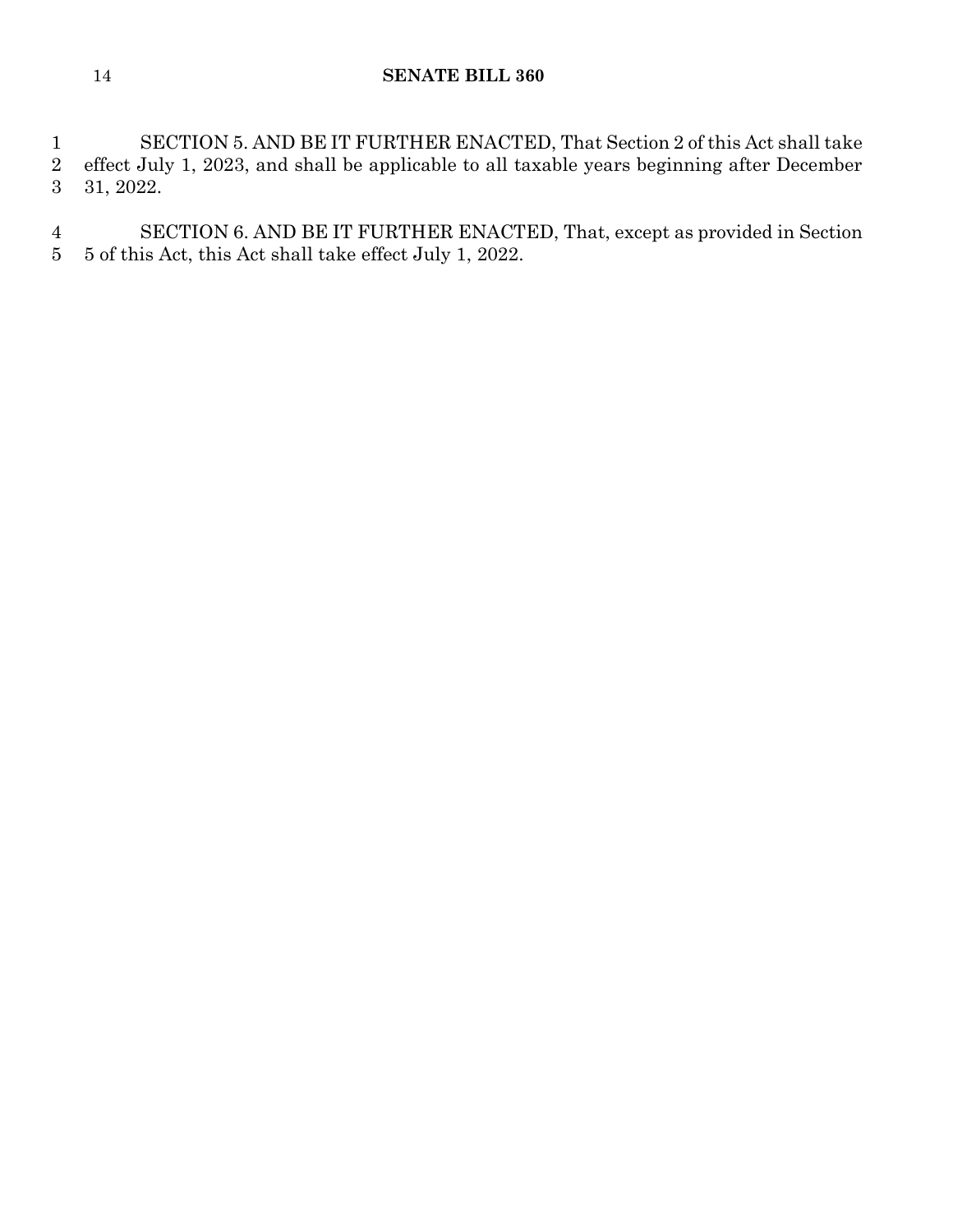SECTION 5. AND BE IT FURTHER ENACTED, That Section 2 of this Act shall take effect July 1, 2023, and shall be applicable to all taxable years beginning after December 31, 2022.

SECTION 6. AND BE IT FURTHER ENACTED, That, except as provided in Section 5 of this Act, this Act shall take effect July 1, 2022.